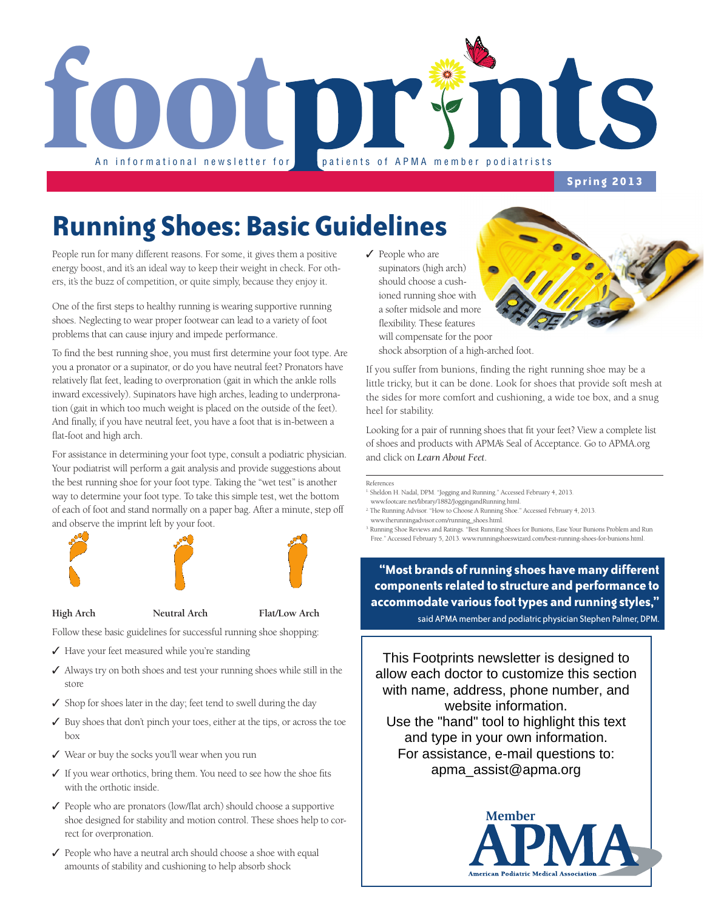# footprints

An informational newsletter for patients of APMA member podiatrists

**Spring 2013**

## Running Shoes: Basic Guidelines

People run for many different reasons. For some, it gives them a positive energy boost, and it's an ideal way to keep their weight in check. For others, it's the buzz of competition, or quite simply, because they enjoy it.

One of the first steps to healthy running is wearing supportive running shoes. Neglecting to wear proper footwear can lead to a variety of foot problems that can cause injury and impede performance.

To find the best running shoe, you must first determine your foot type. Are you a pronator or a supinator, or do you have neutral feet? Pronators have relatively flat feet, leading to overpronation (gait in which the ankle rolls inward excessively). Supinators have high arches, leading to underpronation (gait in which too much weight is placed on the outside of the feet). And finally, if you have neutral feet, you have a foot that is in-between a flat-foot and high arch.

For assistance in determining your foot type, consult a podiatric physician. Your podiatrist will perform a gait analysis and provide suggestions about the best running shoe for your foot type. Taking the "wet test" is another way to determine your foot type. To take this simple test, wet the bottom of each of foot and stand normally on a paper bag. After a minute, step off and observe the imprint left by your foot.

**High Arch** **Neutral Arch** **Flat/Low Arch**

Follow these basic guidelines for successful running shoe shopping:

- ✓ Have your feet measured while you're standing
- ✓ Always try on both shoes and test your running shoes while still in the store
- ✓ Shop for shoes later in the day; feet tend to swell during the day
- ✓ Buy shoes that don't pinch your toes, either at the tips, or across the toe box
- ✓ Wear or buy the socks you'll wear when you run
- ✓ If you wear orthotics, bring them. You need to see how the shoe fits with the orthotic inside.
- ✓ People who are pronators (low/flat arch) should choose a supportive shoe designed for stability and motion control. These shoes help to correct for overpronation.
- ✓ People who have a neutral arch should choose a shoe with equal amounts of stability and cushioning to help absorb shock
- ✓ People who are supinators (high arch) should choose a cushioned running shoe with a softer midsole and more flexibility. These features will compensate for the poor shock absorption of a high-arched foot.

If you suffer from bunions, finding the right running shoe may be a little tricky, but it can be done. Look for shoes that provide soft mesh at the sides for more comfort and cushioning, a wide toe box, and a snug heel for stability.

Looking for a pair of running shoes that fit your feet? View a complete list of shoes and products with APMA's Seal of Acceptance. Go to APMA.org and click on *Learn About Feet*.

References

[1] Sheldon H. Nadal, DPM. "Jogging and Running." Accessed February 4, 2013. www.footcare.net/library/1882/JoggingandRunning.html.

[2] The Running Advisor. "How to Choose A Running Shoe." Accessed February 4, 2013. www.therunningadvisor.com/running_shoes.html.

[3] Running Shoe Reviews and Ratings. "Best Running Shoes for Bunions, Ease Your Bunions Problem and Run Free." Accessed February 5, 2013. www.runningshoeswizard.com/best-running-shoes-for-bunions.html.

> **"Most brands of running shoes have many different components related to structure and performance to accommodate various foot types and running styles,"** said APMA member and podiatric physician Stephen Palmer, DPM.

This Footprints newsletter is designed to allow each doctor to customize this section with name, address, phone number, and website information.
Use the "hand" tool to highlight this text and type in your own information.
For assistance, e-mail questions to:
apma_assist@apma.org

Member APMA
American Podiatric Medical Association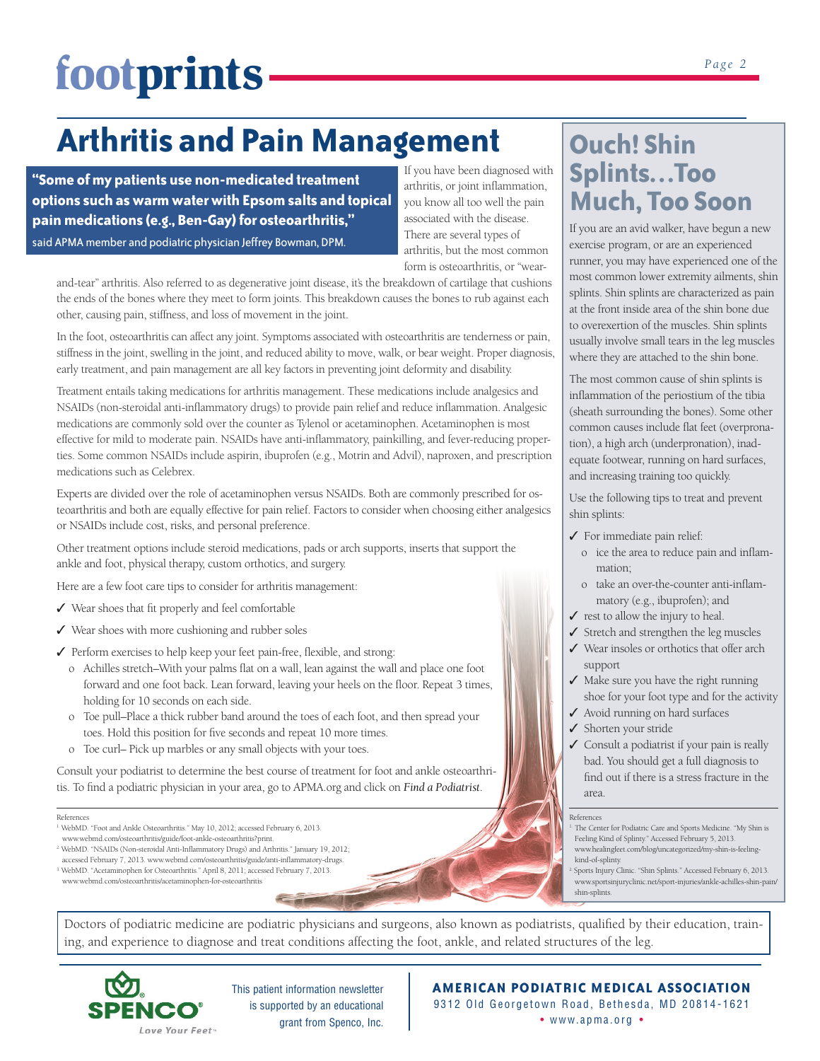# Arthritis and Pain Management

**"Some of my patients use non-medicated treatment options such as warm water with Epsom salts and topical pain medications (e.g., Ben-Gay) for osteoarthritis,"** said APMA member and podiatric physician Jeffrey Bowman, DPM.

If you have been diagnosed with arthritis, or joint inflammation, you know all too well the pain associated with the disease. There are several types of arthritis, but the most common form is osteoarthritis, or "wear-and-tear" arthritis. Also referred to as degenerative joint disease, it's the breakdown of cartilage that cushions the ends of the bones where they meet to form joints. This breakdown causes the bones to rub against each other, causing pain, stiffness, and loss of movement in the joint.

In the foot, osteoarthritis can affect any joint. Symptoms associated with osteoarthritis are tenderness or pain, stiffness in the joint, swelling in the joint, and reduced ability to move, walk, or bear weight. Proper diagnosis, early treatment, and pain management are all key factors in preventing joint deformity and disability.

Treatment entails taking medications for arthritis management. These medications include analgesics and NSAIDs (non-steroidal anti-inflammatory drugs) to provide pain relief and reduce inflammation. Analgesic medications are commonly sold over the counter as Tylenol or acetaminophen. Acetaminophen is most effective for mild to moderate pain. NSAIDs have anti-inflammatory, painkilling, and fever-reducing properties. Some common NSAIDs include aspirin, ibuprofen (e.g., Motrin and Advil), naproxen, and prescription medications such as Celebrex.

Experts are divided over the role of acetaminophen versus NSAIDs. Both are commonly prescribed for osteoarthritis and both are equally effective for pain relief. Factors to consider when choosing either analgesics or NSAIDs include cost, risks, and personal preference.

Other treatment options include steroid medications, pads or arch supports, inserts that support the ankle and foot, physical therapy, custom orthotics, and surgery.

Here are a few foot care tips to consider for arthritis management:

- ✓ Wear shoes that fit properly and feel comfortable
- ✓ Wear shoes with more cushioning and rubber soles
- ✓ Perform exercises to help keep your feet pain-free, flexible, and strong:
  - o Achilles stretch–With your palms flat on a wall, lean against the wall and place one foot forward and one foot back. Lean forward, leaving your heels on the floor. Repeat 3 times, holding for 10 seconds on each side.
  - o Toe pull–Place a thick rubber band around the toes of each foot, and then spread your toes. Hold this position for five seconds and repeat 10 more times.
  - o Toe curl– Pick up marbles or any small objects with your toes.

Consult your podiatrist to determine the best course of treatment for foot and ankle osteoarthritis. To find a podiatric physician in your area, go to APMA.org and click on *Find a Podiatrist*.

References
[1] WebMD. "Foot and Ankle Osteoarthritis." May 10, 2012; accessed February 6, 2013. www.webmd.com/osteoarthritis/guide/foot-ankle-osteoarthritis?print.
[2] WebMD. "NSAIDs (Non-steroidal Anti-Inflammatory Drugs) and Arthritis." January 19, 2012; accessed February 7, 2013. www.webmd.com/osteoarthritis/guide/anti-inflammatory-drugs.
[3] WebMD. "Acetaminophen for Osteoarthritis." April 8, 2011; accessed February 7, 2013. www.webmd.com/osteoarthritis/acetaminophen-for-osteoarthritis

## Ouch! Shin Splints…Too Much, Too Soon

If you are an avid walker, have begun a new exercise program, or are an experienced runner, you may have experienced one of the most common lower extremity ailments, shin splints. Shin splints are characterized as pain at the front inside area of the shin bone due to overexertion of the muscles. Shin splints usually involve small tears in the leg muscles where they are attached to the shin bone.

The most common cause of shin splints is inflammation of the periostium of the tibia (sheath surrounding the bones). Some other common causes include flat feet (overpronation), a high arch (underpronation), inadequate footwear, running on hard surfaces, and increasing training too quickly.

Use the following tips to treat and prevent shin splints:

- ✓ For immediate pain relief:
  - o ice the area to reduce pain and inflammation;
  - o take an over-the-counter anti-inflammatory (e.g., ibuprofen); and
- ✓ rest to allow the injury to heal.
- ✓ Stretch and strengthen the leg muscles
- ✓ Wear insoles or orthotics that offer arch support
- ✓ Make sure you have the right running shoe for your foot type and for the activity
- ✓ Avoid running on hard surfaces
- ✓ Shorten your stride
- ✓ Consult a podiatrist if your pain is really bad. You should get a full diagnosis to find out if there is a stress fracture in the area.

References
[1] The Center for Podiatric Care and Sports Medicine. "My Shin is Feeling Kind of Splinty." Accessed February 5, 2013. www.healingfeet.com/blog/uncategorized/my-shin-is-feeling-kind-of-splinty.
[2] Sports Injury Clinic. "Shin Splints." Accessed February 6, 2013. www.sportsinjuryclinic.net/sport-injuries/ankle-achilles-shin-pain/shin-splints.

Doctors of podiatric medicine are podiatric physicians and surgeons, also known as podiatrists, qualified by their education, training, and experience to diagnose and treat conditions affecting the foot, ankle, and related structures of the leg.

SPENCO® Love Your Feet™

This patient information newsletter is supported by an educational grant from Spenco, Inc.

**AMERICAN PODIATRIC MEDICAL ASSOCIATION**
9312 Old Georgetown Road, Bethesda, MD 20814-1621
• www.apma.org •